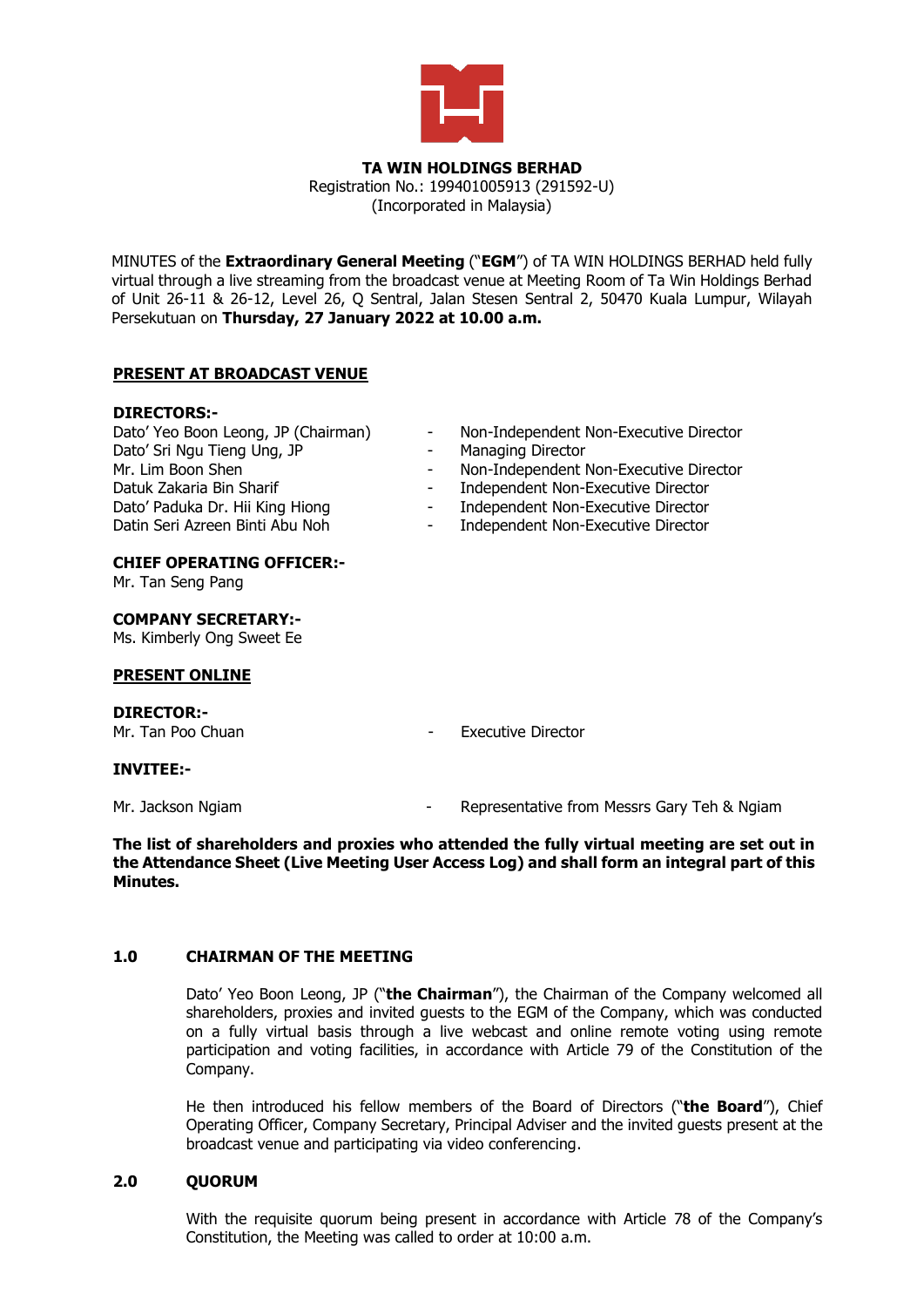**TA WIN HOLDINGS BERHAD**
Registration No.: 199401005913 (291592-U)
(Incorporated in Malaysia)

MINUTES of the **Extraordinary General Meeting** ("**EGM**") of TA WIN HOLDINGS BERHAD held fully virtual through a live streaming from the broadcast venue at Meeting Room of Ta Win Holdings Berhad of Unit 26-11 & 26-12, Level 26, Q Sentral, Jalan Stesen Sentral 2, 50470 Kuala Lumpur, Wilayah Persekutuan on **Thursday, 27 January 2022 at 10.00 a.m.**

**PRESENT AT BROADCAST VENUE**

**DIRECTORS:-**

| | | |
|---|---|---|
| Dato' Yeo Boon Leong, JP (Chairman) | - | Non-Independent Non-Executive Director |
| Dato' Sri Ngu Tieng Ung, JP | - | Managing Director |
| Mr. Lim Boon Shen | - | Non-Independent Non-Executive Director |
| Datuk Zakaria Bin Sharif | - | Independent Non-Executive Director |
| Dato' Paduka Dr. Hii King Hiong | - | Independent Non-Executive Director |
| Datin Seri Azreen Binti Abu Noh | - | Independent Non-Executive Director |

**CHIEF OPERATING OFFICER:-**
Mr. Tan Seng Pang

**COMPANY SECRETARY:-**
Ms. Kimberly Ong Sweet Ee

**PRESENT ONLINE**

**DIRECTOR:-**

| | | |
|---|---|---|
| Mr. Tan Poo Chuan | - | Executive Director |

**INVITEE:-**

| | | |
|---|---|---|
| Mr. Jackson Ngiam | - | Representative from Messrs Gary Teh & Ngiam |

**The list of shareholders and proxies who attended the fully virtual meeting are set out in the Attendance Sheet (Live Meeting User Access Log) and shall form an integral part of this Minutes.**

## 1.0 CHAIRMAN OF THE MEETING

Dato' Yeo Boon Leong, JP ("**the Chairman**"), the Chairman of the Company welcomed all shareholders, proxies and invited guests to the EGM of the Company, which was conducted on a fully virtual basis through a live webcast and online remote voting using remote participation and voting facilities, in accordance with Article 79 of the Constitution of the Company.

He then introduced his fellow members of the Board of Directors ("**the Board**"), Chief Operating Officer, Company Secretary, Principal Adviser and the invited guests present at the broadcast venue and participating via video conferencing.

## 2.0 QUORUM

With the requisite quorum being present in accordance with Article 78 of the Company's Constitution, the Meeting was called to order at 10:00 a.m.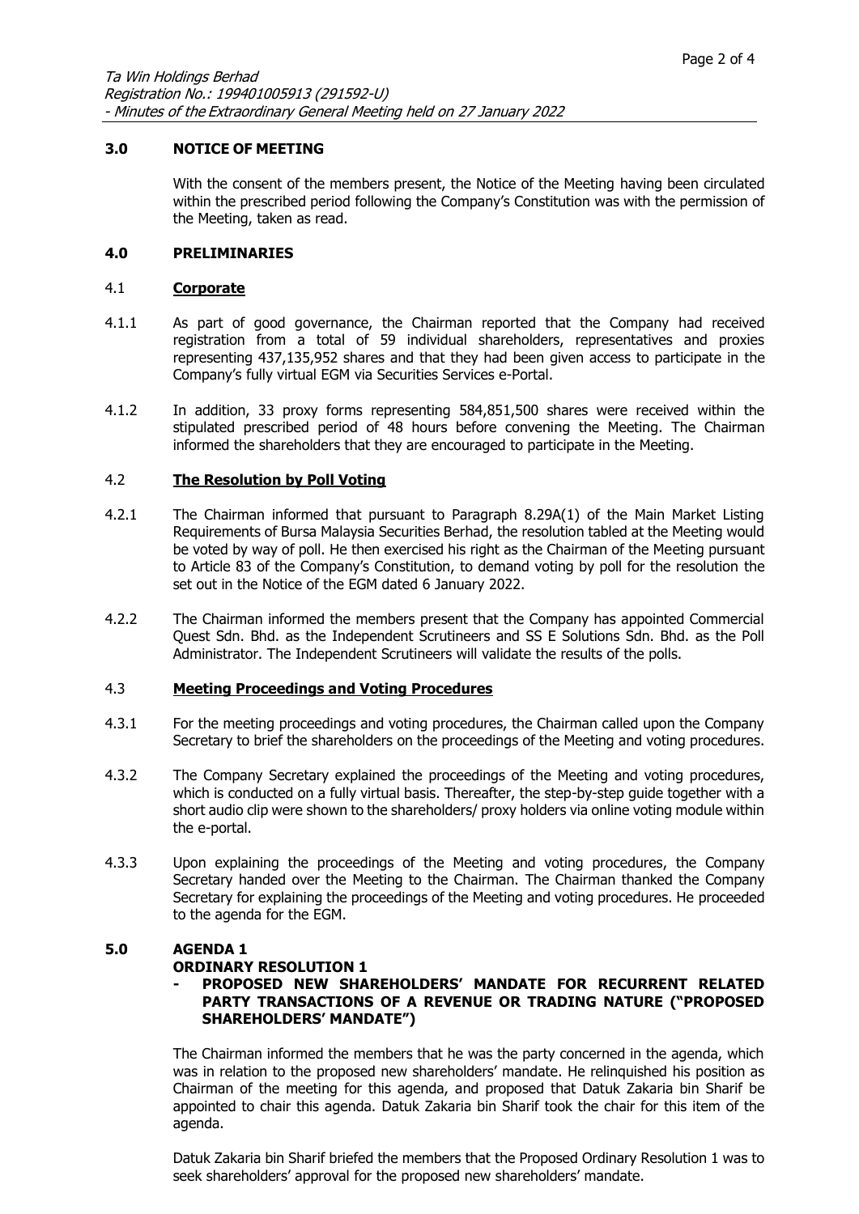## 3.0 NOTICE OF MEETING

With the consent of the members present, the Notice of the Meeting having been circulated within the prescribed period following the Company's Constitution was with the permission of the Meeting, taken as read.

## 4.0 PRELIMINARIES

### 4.1 Corporate

4.1.1 As part of good governance, the Chairman reported that the Company had received registration from a total of 59 individual shareholders, representatives and proxies representing 437,135,952 shares and that they had been given access to participate in the Company's fully virtual EGM via Securities Services e-Portal.

4.1.2 In addition, 33 proxy forms representing 584,851,500 shares were received within the stipulated prescribed period of 48 hours before convening the Meeting. The Chairman informed the shareholders that they are encouraged to participate in the Meeting.

### 4.2 The Resolution by Poll Voting

4.2.1 The Chairman informed that pursuant to Paragraph 8.29A(1) of the Main Market Listing Requirements of Bursa Malaysia Securities Berhad, the resolution tabled at the Meeting would be voted by way of poll. He then exercised his right as the Chairman of the Meeting pursuant to Article 83 of the Company's Constitution, to demand voting by poll for the resolution the set out in the Notice of the EGM dated 6 January 2022.

4.2.2 The Chairman informed the members present that the Company has appointed Commercial Quest Sdn. Bhd. as the Independent Scrutineers and SS E Solutions Sdn. Bhd. as the Poll Administrator. The Independent Scrutineers will validate the results of the polls.

### 4.3 Meeting Proceedings and Voting Procedures

4.3.1 For the meeting proceedings and voting procedures, the Chairman called upon the Company Secretary to brief the shareholders on the proceedings of the Meeting and voting procedures.

4.3.2 The Company Secretary explained the proceedings of the Meeting and voting procedures, which is conducted on a fully virtual basis. Thereafter, the step-by-step guide together with a short audio clip were shown to the shareholders/ proxy holders via online voting module within the e-portal.

4.3.3 Upon explaining the proceedings of the Meeting and voting procedures, the Company Secretary handed over the Meeting to the Chairman. The Chairman thanked the Company Secretary for explaining the proceedings of the Meeting and voting procedures. He proceeded to the agenda for the EGM.

## 5.0 AGENDA 1
### ORDINARY RESOLUTION 1
### - PROPOSED NEW SHAREHOLDERS' MANDATE FOR RECURRENT RELATED PARTY TRANSACTIONS OF A REVENUE OR TRADING NATURE ("PROPOSED SHAREHOLDERS' MANDATE")

The Chairman informed the members that he was the party concerned in the agenda, which was in relation to the proposed new shareholders' mandate. He relinquished his position as Chairman of the meeting for this agenda, and proposed that Datuk Zakaria bin Sharif be appointed to chair this agenda. Datuk Zakaria bin Sharif took the chair for this item of the agenda.

Datuk Zakaria bin Sharif briefed the members that the Proposed Ordinary Resolution 1 was to seek shareholders' approval for the proposed new shareholders' mandate.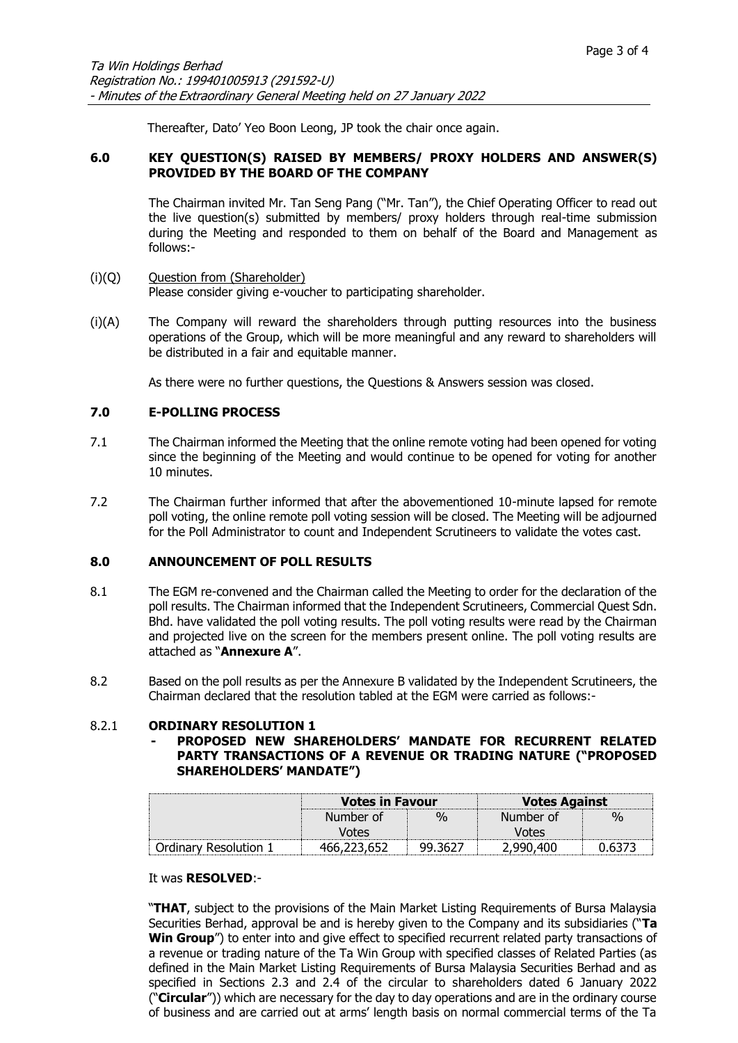Thereafter, Dato' Yeo Boon Leong, JP took the chair once again.

## 6.0 KEY QUESTION(S) RAISED BY MEMBERS/ PROXY HOLDERS AND ANSWER(S) PROVIDED BY THE BOARD OF THE COMPANY

The Chairman invited Mr. Tan Seng Pang ("Mr. Tan"), the Chief Operating Officer to read out the live question(s) submitted by members/ proxy holders through real-time submission during the Meeting and responded to them on behalf of the Board and Management as follows:-

(i)(Q) Question from (Shareholder)
Please consider giving e-voucher to participating shareholder.

(i)(A) The Company will reward the shareholders through putting resources into the business operations of the Group, which will be more meaningful and any reward to shareholders will be distributed in a fair and equitable manner.

As there were no further questions, the Questions & Answers session was closed.

## 7.0 E-POLLING PROCESS

7.1 The Chairman informed the Meeting that the online remote voting had been opened for voting since the beginning of the Meeting and would continue to be opened for voting for another 10 minutes.

7.2 The Chairman further informed that after the abovementioned 10-minute lapsed for remote poll voting, the online remote poll voting session will be closed. The Meeting will be adjourned for the Poll Administrator to count and Independent Scrutineers to validate the votes cast.

## 8.0 ANNOUNCEMENT OF POLL RESULTS

8.1 The EGM re-convened and the Chairman called the Meeting to order for the declaration of the poll results. The Chairman informed that the Independent Scrutineers, Commercial Quest Sdn. Bhd. have validated the poll voting results. The poll voting results were read by the Chairman and projected live on the screen for the members present online. The poll voting results are attached as "**Annexure A**".

8.2 Based on the poll results as per the Annexure B validated by the Independent Scrutineers, the Chairman declared that the resolution tabled at the EGM were carried as follows:-

### 8.2.1 ORDINARY RESOLUTION 1
**- PROPOSED NEW SHAREHOLDERS' MANDATE FOR RECURRENT RELATED PARTY TRANSACTIONS OF A REVENUE OR TRADING NATURE ("PROPOSED SHAREHOLDERS' MANDATE")**

| | **Votes in Favour** | | **Votes Against** | |
|---|---|---|---|---|
| | Number of Votes | % | Number of Votes | % |
| Ordinary Resolution 1 | 466,223,652 | 99.3627 | 2,990,400 | 0.6373 |

It was **RESOLVED**:-

"**THAT**, subject to the provisions of the Main Market Listing Requirements of Bursa Malaysia Securities Berhad, approval be and is hereby given to the Company and its subsidiaries ("**Ta Win Group**") to enter into and give effect to specified recurrent related party transactions of a revenue or trading nature of the Ta Win Group with specified classes of Related Parties (as defined in the Main Market Listing Requirements of Bursa Malaysia Securities Berhad and as specified in Sections 2.3 and 2.4 of the circular to shareholders dated 6 January 2022 ("**Circular**")) which are necessary for the day to day operations and are in the ordinary course of business and are carried out at arms' length basis on normal commercial terms of the Ta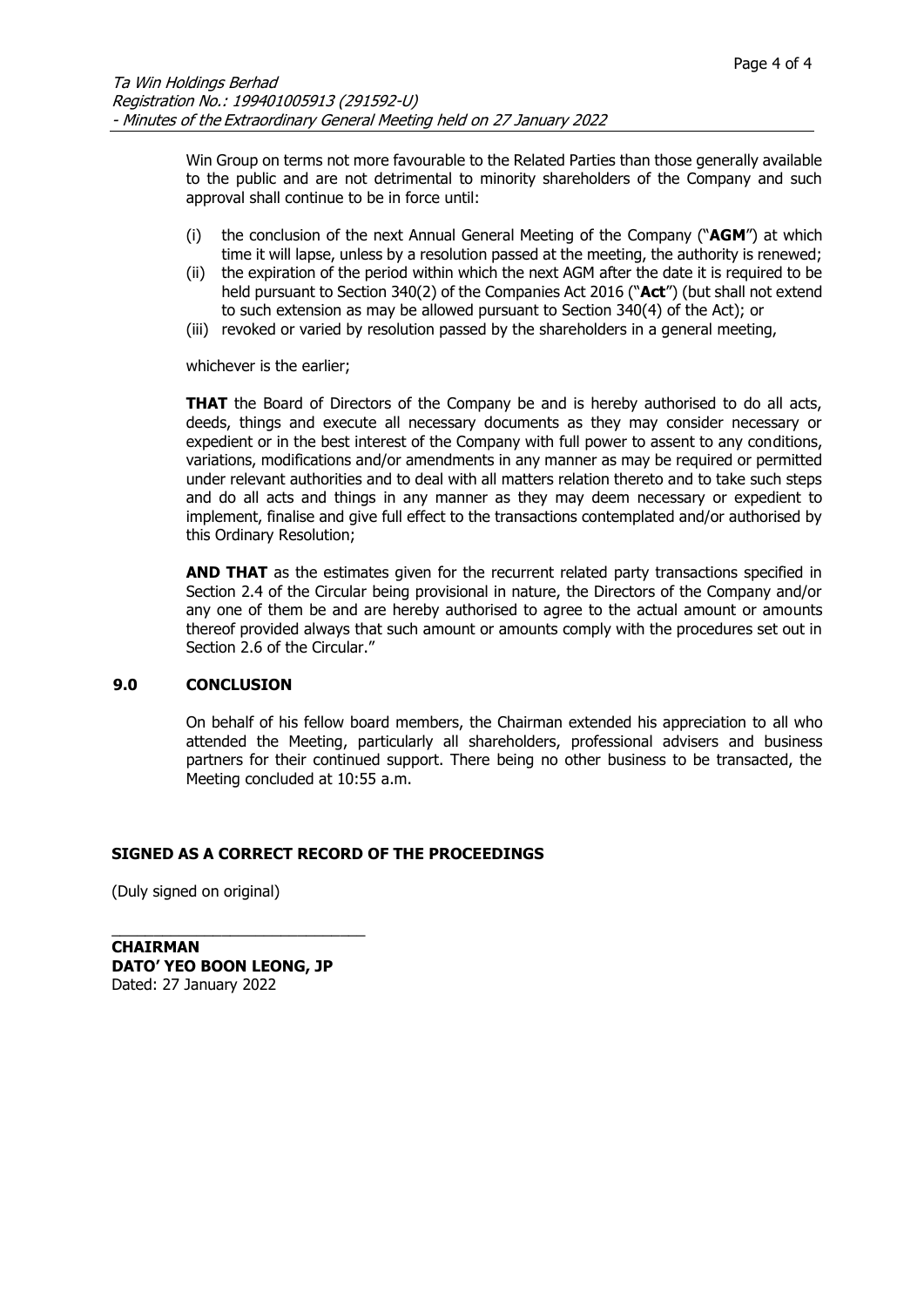Win Group on terms not more favourable to the Related Parties than those generally available to the public and are not detrimental to minority shareholders of the Company and such approval shall continue to be in force until:

(i) the conclusion of the next Annual General Meeting of the Company ("**AGM**") at which time it will lapse, unless by a resolution passed at the meeting, the authority is renewed;
(ii) the expiration of the period within which the next AGM after the date it is required to be held pursuant to Section 340(2) of the Companies Act 2016 ("**Act**") (but shall not extend to such extension as may be allowed pursuant to Section 340(4) of the Act); or
(iii) revoked or varied by resolution passed by the shareholders in a general meeting,

whichever is the earlier;

**THAT** the Board of Directors of the Company be and is hereby authorised to do all acts, deeds, things and execute all necessary documents as they may consider necessary or expedient or in the best interest of the Company with full power to assent to any conditions, variations, modifications and/or amendments in any manner as may be required or permitted under relevant authorities and to deal with all matters relation thereto and to take such steps and do all acts and things in any manner as they may deem necessary or expedient to implement, finalise and give full effect to the transactions contemplated and/or authorised by this Ordinary Resolution;

**AND THAT** as the estimates given for the recurrent related party transactions specified in Section 2.4 of the Circular being provisional in nature, the Directors of the Company and/or any one of them be and are hereby authorised to agree to the actual amount or amounts thereof provided always that such amount or amounts comply with the procedures set out in Section 2.6 of the Circular."

## 9.0 CONCLUSION

On behalf of his fellow board members, the Chairman extended his appreciation to all who attended the Meeting, particularly all shareholders, professional advisers and business partners for their continued support. There being no other business to be transacted, the Meeting concluded at 10:55 a.m.

**SIGNED AS A CORRECT RECORD OF THE PROCEEDINGS**

(Duly signed on original)

______________________________

**CHAIRMAN**
**DATO' YEO BOON LEONG, JP**
Dated: 27 January 2022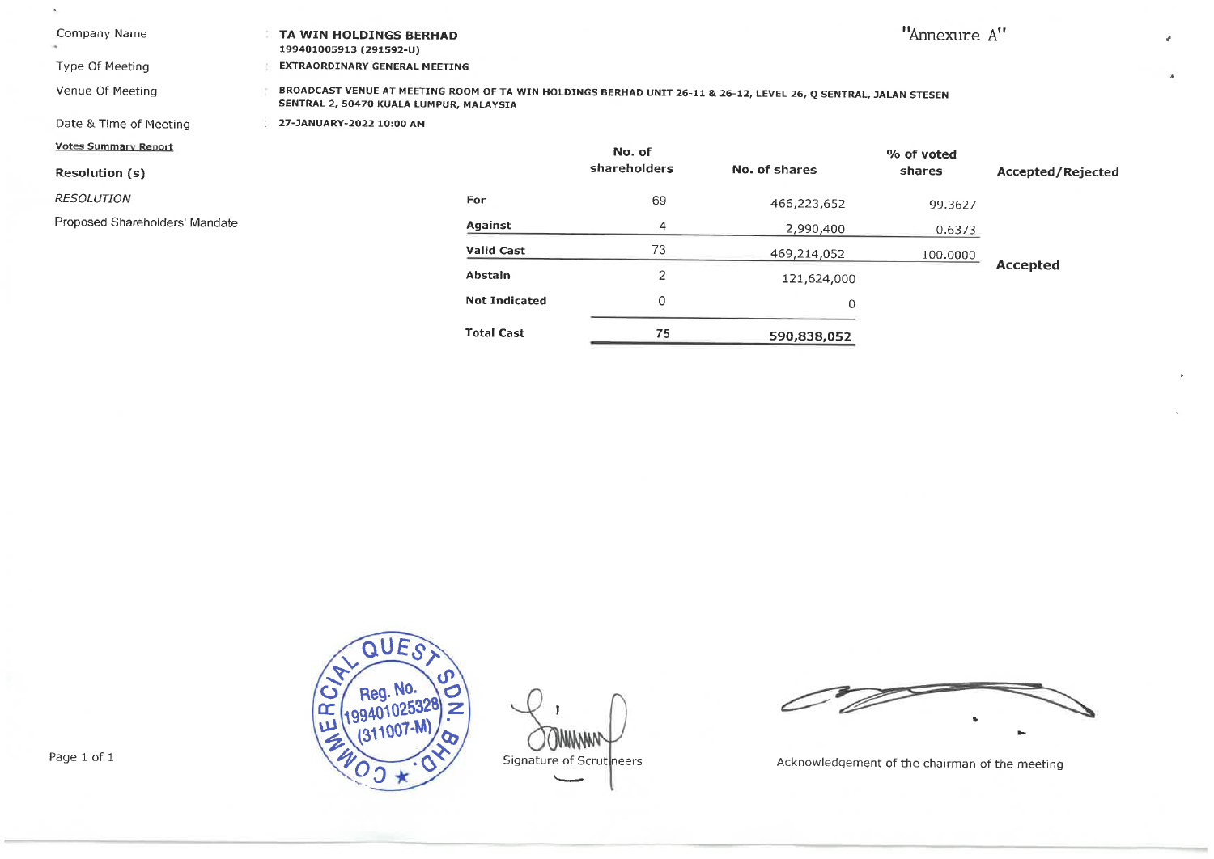"Annexure A"

| | |
|---|---|
| Company Name | TA WIN HOLDINGS BERHAD 199401005913 (291592-U) |
| Type Of Meeting | EXTRAORDINARY GENERAL MEETING |
| Venue Of Meeting | BROADCAST VENUE AT MEETING ROOM OF TA WIN HOLDINGS BERHAD UNIT 26-11 & 26-12, LEVEL 26, Q SENTRAL, JALAN STESEN SENTRAL 2, 50470 KUALA LUMPUR, MALAYSIA |
| Date & Time of Meeting | 27-JANUARY-2022 10:00 AM |

Votes Summary Report

| Resolution (s) | | No. of shareholders | No. of shares | % of voted shares | Accepted/Rejected |
|---|---|---|---|---|---|
| *RESOLUTION* | **For** | 69 | 466,223,652 | 99.3627 | |
| Proposed Shareholders' Mandate | **Against** | 4 | 2,990,400 | 0.6373 | |
| | **Valid Cast** | 73 | 469,214,052 | 100.0000 | **Accepted** |
| | **Abstain** | 2 | 121,624,000 | | |
| | **Not Indicated** | 0 | 0 | | |
| | **Total Cast** | 75 | **590,838,052** | | |

COMMERCIAL QUEST SDN. BHD. Reg. No. 199401025328 (311007-M)

Signature of Scrutineers

Acknowledgement of the chairman of the meeting